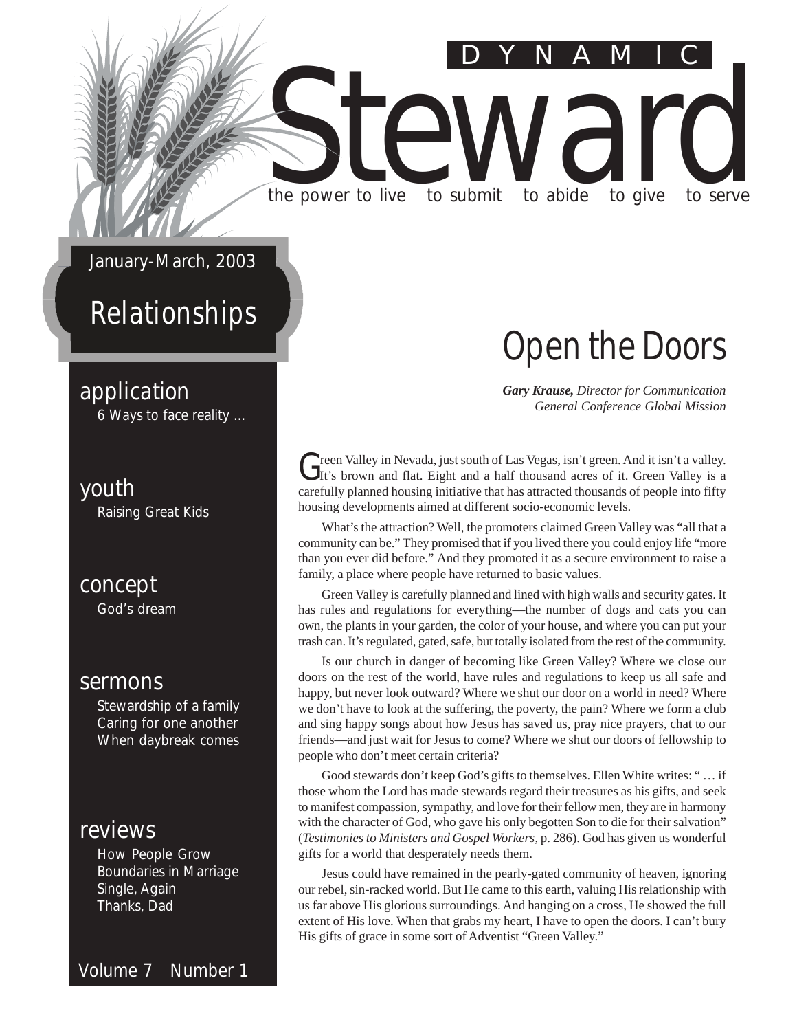# DYNAMIC Steward

the power to live to submit to abide to give to serve

January-March, 2003

## Relationships

**application**
6 Ways to face reality …

**youth**
Raising Great Kids

**concept**
God's dream

**sermons**
Stewardship of a family
Caring for one another
When daybreak comes

**reviews**
How People Grow
Boundaries in Marriage
Single, Again
Thanks, Dad

Volume 7 Number 1

# Open the Doors

***Gary Krause,*** *Director for Communication*
*General Conference Global Mission*

Green Valley in Nevada, just south of Las Vegas, isn't green. And it isn't a valley. It's brown and flat. Eight and a half thousand acres of it. Green Valley is a carefully planned housing initiative that has attracted thousands of people into fifty housing developments aimed at different socio-economic levels.

What's the attraction? Well, the promoters claimed Green Valley was "all that a community can be." They promised that if you lived there you could enjoy life "more than you ever did before." And they promoted it as a secure environment to raise a family, a place where people have returned to basic values.

Green Valley is carefully planned and lined with high walls and security gates. It has rules and regulations for everything—the number of dogs and cats you can own, the plants in your garden, the color of your house, and where you can put your trash can. It's regulated, gated, safe, but totally isolated from the rest of the community.

Is our church in danger of becoming like Green Valley? Where we close our doors on the rest of the world, have rules and regulations to keep us all safe and happy, but never look outward? Where we shut our door on a world in need? Where we don't have to look at the suffering, the poverty, the pain? Where we form a club and sing happy songs about how Jesus has saved us, pray nice prayers, chat to our friends—and just wait for Jesus to come? Where we shut our doors of fellowship to people who don't meet certain criteria?

Good stewards don't keep God's gifts to themselves. Ellen White writes: " … if those whom the Lord has made stewards regard their treasures as his gifts, and seek to manifest compassion, sympathy, and love for their fellow men, they are in harmony with the character of God, who gave his only begotten Son to die for their salvation" (*Testimonies to Ministers and Gospel Workers*, p. 286). God has given us wonderful gifts for a world that desperately needs them.

Jesus could have remained in the pearly-gated community of heaven, ignoring our rebel, sin-racked world. But He came to this earth, valuing His relationship with us far above His glorious surroundings. And hanging on a cross, He showed the full extent of His love. When that grabs my heart, I have to open the doors. I can't bury His gifts of grace in some sort of Adventist "Green Valley."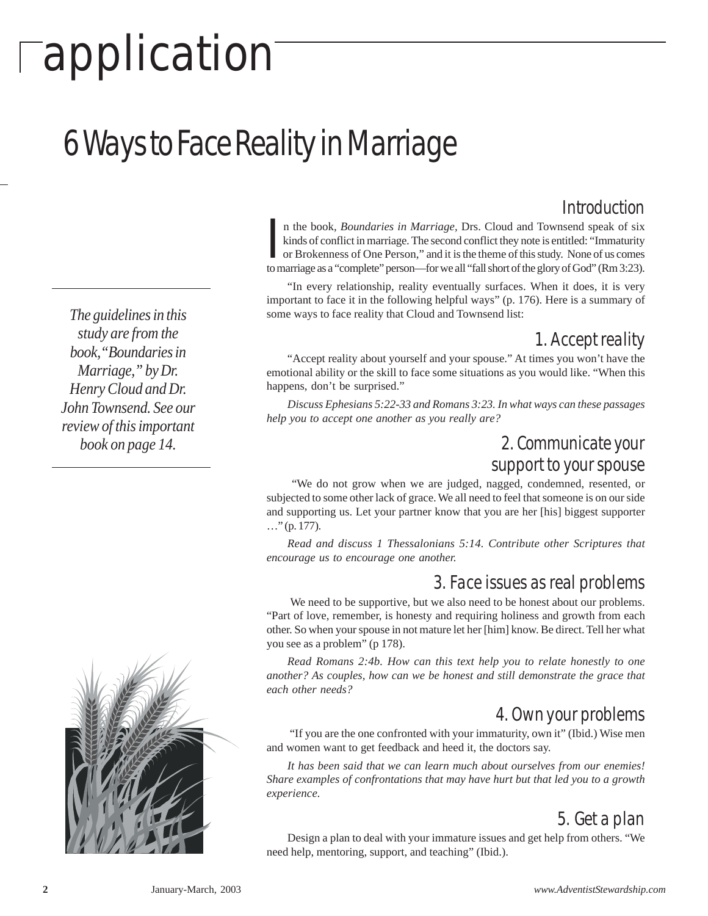# application

## 6 Ways to Face Reality in Marriage

*The guidelines in this study are from the book, "Boundaries in Marriage," by Dr. Henry Cloud and Dr. John Townsend. See our review of this important book on page 14.*

### Introduction

In the book, *Boundaries in Marriage*, Drs. Cloud and Townsend speak of six kinds of conflict in marriage. The second conflict they note is entitled: "Immaturity or Brokenness of One Person," and it is the theme of this study. None of us comes to marriage as a "complete" person—for we all "fall short of the glory of God" (Rm 3:23).

"In every relationship, reality eventually surfaces. When it does, it is very important to face it in the following helpful ways" (p. 176). Here is a summary of some ways to face reality that Cloud and Townsend list:

### 1. Accept reality

"Accept reality about yourself and your spouse." At times you won't have the emotional ability or the skill to face some situations as you would like. "When this happens, don't be surprised."

*Discuss Ephesians 5:22-33 and Romans 3:23. In what ways can these passages help you to accept one another as you really are?*

### 2. Communicate your support to your spouse

"We do not grow when we are judged, nagged, condemned, resented, or subjected to some other lack of grace. We all need to feel that someone is on our side and supporting us. Let your partner know that you are her [his] biggest supporter …" (p. 177).

*Read and discuss 1 Thessalonians 5:14. Contribute other Scriptures that encourage us to encourage one another.*

### 3. Face issues as real problems

We need to be supportive, but we also need to be honest about our problems. "Part of love, remember, is honesty and requiring holiness and growth from each other. So when your spouse in not mature let her [him] know. Be direct. Tell her what you see as a problem" (p 178).

*Read Romans 2:4b. How can this text help you to relate honestly to one another? As couples, how can we be honest and still demonstrate the grace that each other needs?*

### 4. Own your problems

"If you are the one confronted with your immaturity, own it" (Ibid.) Wise men and women want to get feedback and heed it, the doctors say.

*It has been said that we can learn much about ourselves from our enemies! Share examples of confrontations that may have hurt but that led you to a growth experience.*

### 5. Get a plan

Design a plan to deal with your immature issues and get help from others. "We need help, mentoring, support, and teaching" (Ibid.).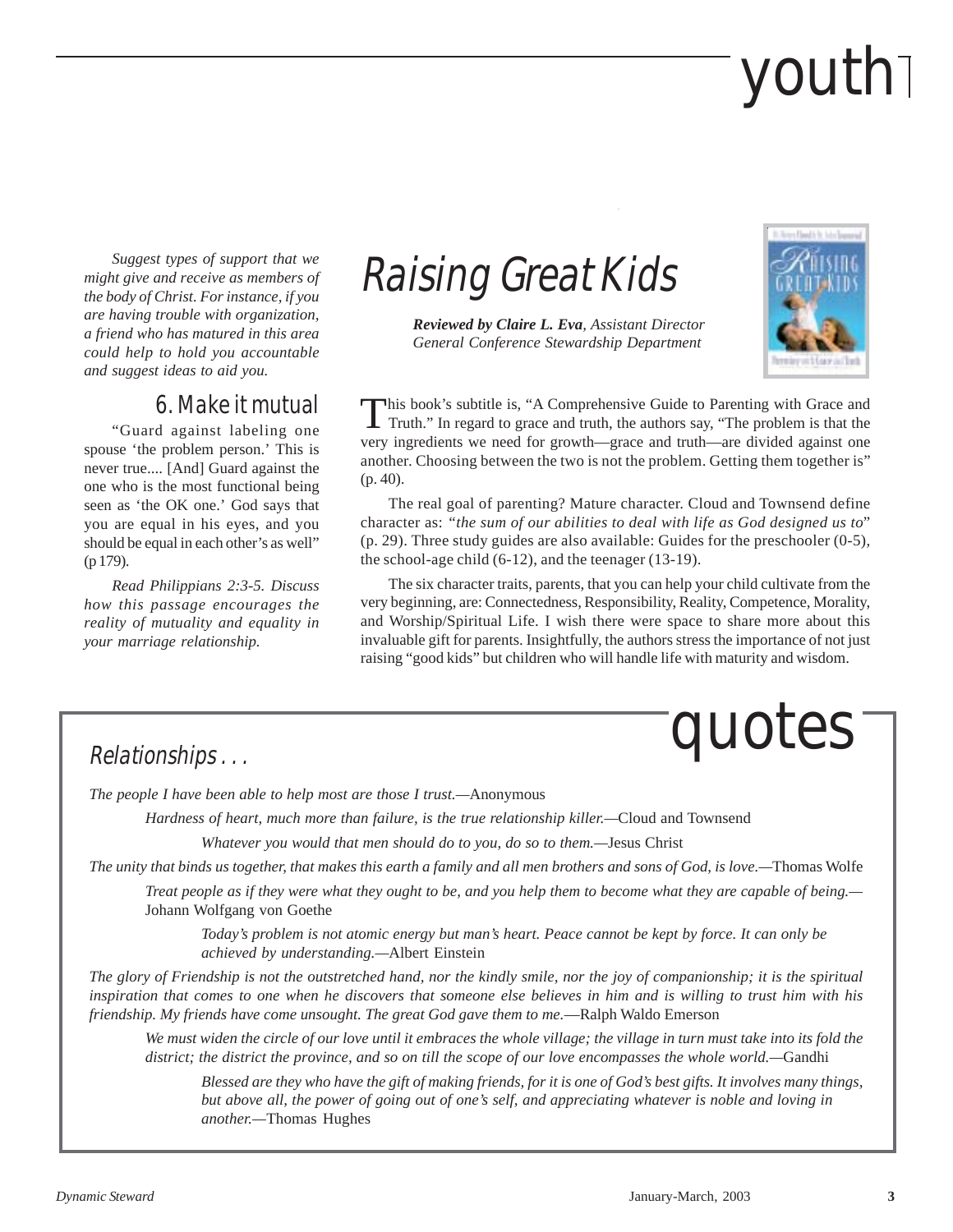# youth

*Suggest types of support that we might give and receive as members of the body of Christ. For instance, if you are having trouble with organization, a friend who has matured in this area could help to hold you accountable and suggest ideas to aid you.*

### 6. Make it mutual

"Guard against labeling one spouse 'the problem person.' This is never true.... [And] Guard against the one who is the most functional being seen as 'the OK one.' God says that you are equal in his eyes, and you should be equal in each other's as well" (p 179).

*Read Philippians 2:3-5. Discuss how this passage encourages the reality of mutuality and equality in your marriage relationship.*

## Raising Great Kids

***Reviewed by Claire L. Eva**, Assistant Director General Conference Stewardship Department*

This book's subtitle is, "A Comprehensive Guide to Parenting with Grace and Truth." In regard to grace and truth, the authors say, "The problem is that the very ingredients we need for growth—grace and truth—are divided against one another. Choosing between the two is not the problem. Getting them together is" (p. 40).

The real goal of parenting? Mature character. Cloud and Townsend define character as: *"the sum of our abilities to deal with life as God designed us to"* (p. 29). Three study guides are also available: Guides for the preschooler (0-5), the school-age child (6-12), and the teenager (13-19).

The six character traits, parents, that you can help your child cultivate from the very beginning, are: Connectedness, Responsibility, Reality, Competence, Morality, and Worship/Spiritual Life. I wish there were space to share more about this invaluable gift for parents. Insightfully, the authors stress the importance of not just raising "good kids" but children who will handle life with maturity and wisdom.

# quotes

### Relationships . . .

*The people I have been able to help most are those I trust.*—Anonymous

*Hardness of heart, much more than failure, is the true relationship killer.*—Cloud and Townsend

*Whatever you would that men should do to you, do so to them.*—Jesus Christ

*The unity that binds us together, that makes this earth a family and all men brothers and sons of God, is love.*—Thomas Wolfe

*Treat people as if they were what they ought to be, and you help them to become what they are capable of being.*—Johann Wolfgang von Goethe

*Today's problem is not atomic energy but man's heart. Peace cannot be kept by force. It can only be achieved by understanding.*—Albert Einstein

*The glory of Friendship is not the outstretched hand, nor the kindly smile, nor the joy of companionship; it is the spiritual inspiration that comes to one when he discovers that someone else believes in him and is willing to trust him with his friendship. My friends have come unsought. The great God gave them to me.*—Ralph Waldo Emerson

*We must widen the circle of our love until it embraces the whole village; the village in turn must take into its fold the district; the district the province, and so on till the scope of our love encompasses the whole world.*—Gandhi

*Blessed are they who have the gift of making friends, for it is one of God's best gifts. It involves many things, but above all, the power of going out of one's self, and appreciating whatever is noble and loving in another.*—Thomas Hughes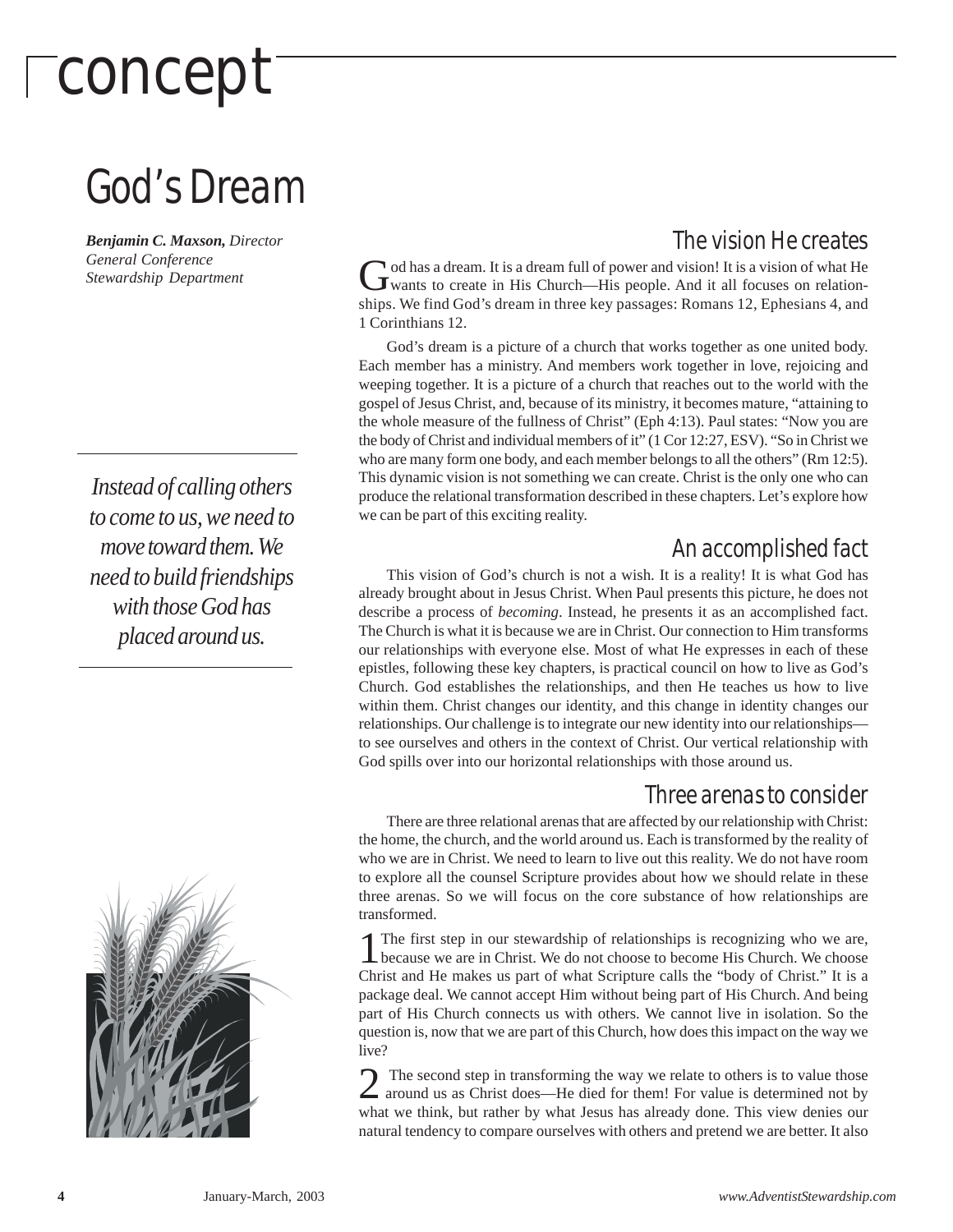# concept

## God's Dream

***Benjamin C. Maxson,*** *Director*
*General Conference*
*Stewardship Department*

### The vision He creates

God has a dream. It is a dream full of power and vision! It is a vision of what He wants to create in His Church—His people. And it all focuses on relationships. We find God's dream in three key passages: Romans 12, Ephesians 4, and 1 Corinthians 12.

God's dream is a picture of a church that works together as one united body. Each member has a ministry. And members work together in love, rejoicing and weeping together. It is a picture of a church that reaches out to the world with the gospel of Jesus Christ, and, because of its ministry, it becomes mature, "attaining to the whole measure of the fullness of Christ" (Eph 4:13). Paul states: "Now you are the body of Christ and individual members of it" (1 Cor 12:27, ESV). "So in Christ we who are many form one body, and each member belongs to all the others" (Rm 12:5). This dynamic vision is not something we can create. Christ is the only one who can produce the relational transformation described in these chapters. Let's explore how we can be part of this exciting reality.

> *Instead of calling others to come to us, we need to move toward them. We need to build friendships with those God has placed around us.*

### An accomplished fact

This vision of God's church is not a wish. It is a reality! It is what God has already brought about in Jesus Christ. When Paul presents this picture, he does not describe a process of *becoming*. Instead, he presents it as an accomplished fact. The Church is what it is because we are in Christ. Our connection to Him transforms our relationships with everyone else. Most of what He expresses in each of these epistles, following these key chapters, is practical council on how to live as God's Church. God establishes the relationships, and then He teaches us how to live within them. Christ changes our identity, and this change in identity changes our relationships. Our challenge is to integrate our new identity into our relationships—to see ourselves and others in the context of Christ. Our vertical relationship with God spills over into our horizontal relationships with those around us.

### Three arenas to consider

There are three relational arenas that are affected by our relationship with Christ: the home, the church, and the world around us. Each is transformed by the reality of who we are in Christ. We need to learn to live out this reality. We do not have room to explore all the counsel Scripture provides about how we should relate in these three arenas. So we will focus on the core substance of how relationships are transformed.

1 The first step in our stewardship of relationships is recognizing who we are, because we are in Christ. We do not choose to become His Church. We choose Christ and He makes us part of what Scripture calls the "body of Christ." It is a package deal. We cannot accept Him without being part of His Church. And being part of His Church connects us with others. We cannot live in isolation. So the question is, now that we are part of this Church, how does this impact on the way we live?

2 The second step in transforming the way we relate to others is to value those around us as Christ does—He died for them! For value is determined not by what we think, but rather by what Jesus has already done. This view denies our natural tendency to compare ourselves with others and pretend we are better. It also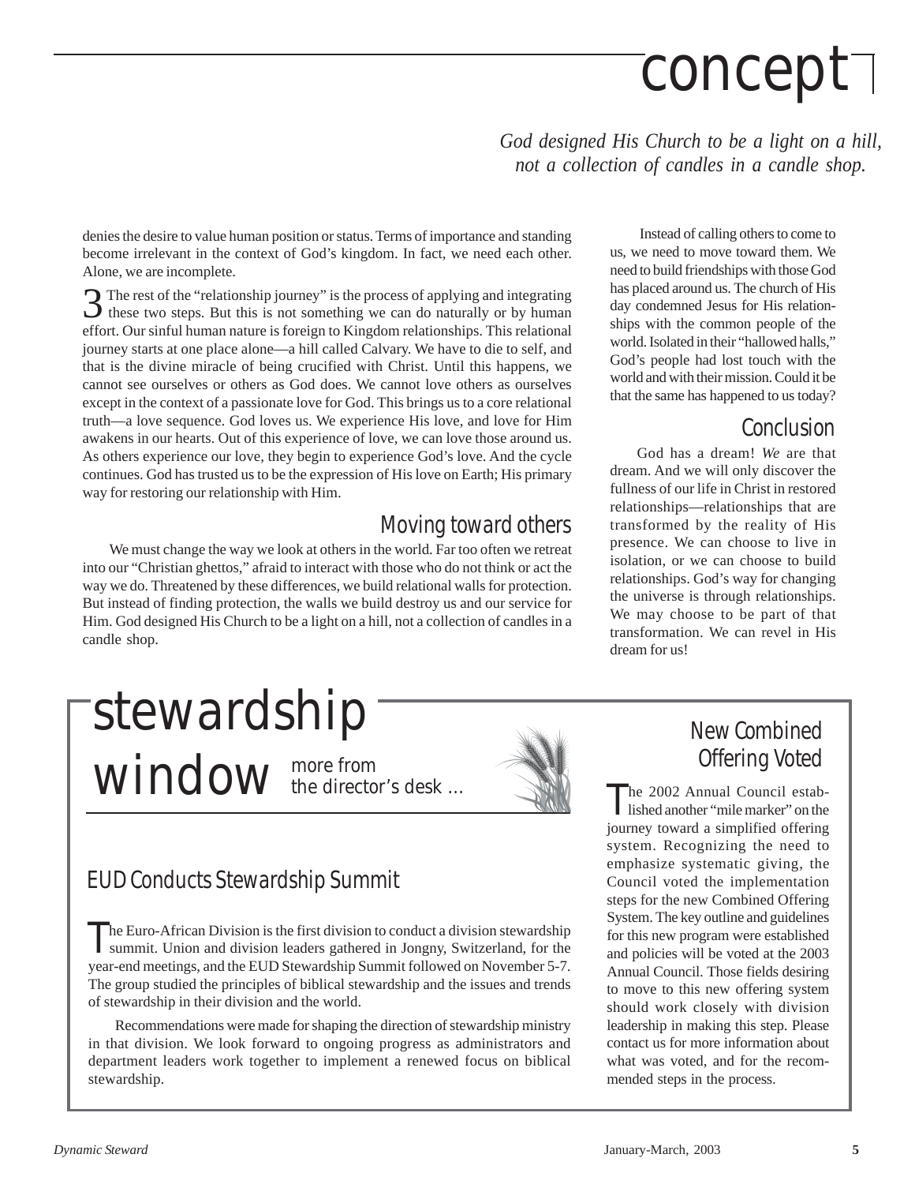# concept

*God designed His Church to be a light on a hill, not a collection of candles in a candle shop.*

denies the desire to value human position or status. Terms of importance and standing become irrelevant in the context of God's kingdom. In fact, we need each other. Alone, we are incomplete.

3 The rest of the "relationship journey" is the process of applying and integrating these two steps. But this is not something we can do naturally or by human effort. Our sinful human nature is foreign to Kingdom relationships. This relational journey starts at one place alone—a hill called Calvary. We have to die to self, and that is the divine miracle of being crucified with Christ. Until this happens, we cannot see ourselves or others as God does. We cannot love others as ourselves except in the context of a passionate love for God. This brings us to a core relational truth—a love sequence. God loves us. We experience His love, and love for Him awakens in our hearts. Out of this experience of love, we can love those around us. As others experience our love, they begin to experience God's love. And the cycle continues. God has trusted us to be the expression of His love on Earth; His primary way for restoring our relationship with Him.

## Moving toward others

We must change the way we look at others in the world. Far too often we retreat into our "Christian ghettos," afraid to interact with those who do not think or act the way we do. Threatened by these differences, we build relational walls for protection. But instead of finding protection, the walls we build destroy us and our service for Him. God designed His Church to be a light on a hill, not a collection of candles in a candle shop.

Instead of calling others to come to us, we need to move toward them. We need to build friendships with those God has placed around us. The church of His day condemned Jesus for His relationships with the common people of the world. Isolated in their "hallowed halls," God's people had lost touch with the world and with their mission. Could it be that the same has happened to us today?

## Conclusion

God has a dream! *We* are that dream. And we will only discover the fullness of our life in Christ in restored relationships—relationships that are transformed by the reality of His presence. We can choose to live in isolation, or we can choose to build relationships. God's way for changing the universe is through relationships. We may choose to be part of that transformation. We can revel in His dream for us!

# stewardship window

more from the director's desk ...

## EUD Conducts Stewardship Summit

The Euro-African Division is the first division to conduct a division stewardship summit. Union and division leaders gathered in Jongny, Switzerland, for the year-end meetings, and the EUD Stewardship Summit followed on November 5-7. The group studied the principles of biblical stewardship and the issues and trends of stewardship in their division and the world.

Recommendations were made for shaping the direction of stewardship ministry in that division. We look forward to ongoing progress as administrators and department leaders work together to implement a renewed focus on biblical stewardship.

## New Combined Offering Voted

The 2002 Annual Council established another "mile marker" on the journey toward a simplified offering system. Recognizing the need to emphasize systematic giving, the Council voted the implementation steps for the new Combined Offering System. The key outline and guidelines for this new program were established and policies will be voted at the 2003 Annual Council. Those fields desiring to move to this new offering system should work closely with division leadership in making this step. Please contact us for more information about what was voted, and for the recommended steps in the process.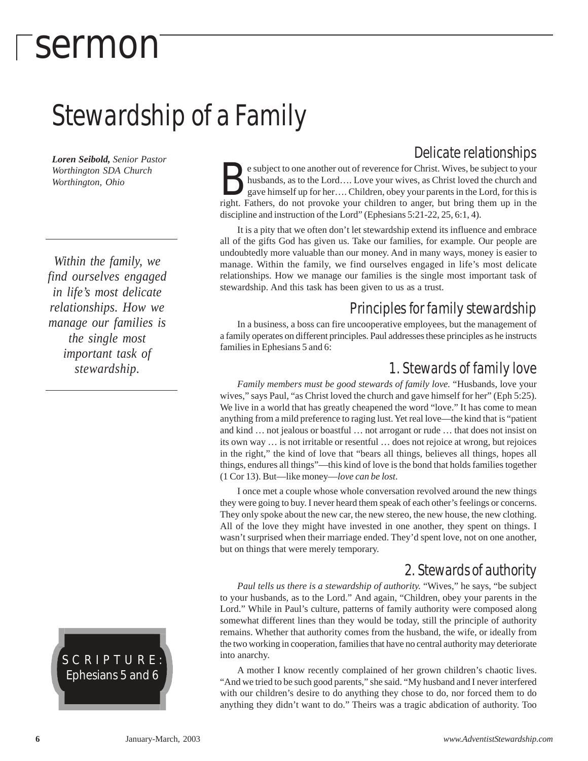# sermon

# Stewardship of a Family

***Loren Seibold,*** *Senior Pastor*
*Worthington SDA Church*
*Worthington, Ohio*

*Within the family, we find ourselves engaged in life's most delicate relationships. How we manage our families is the single most important task of stewardship.*

SCRIPTURE:
Ephesians 5 and 6

## Delicate relationships

Be subject to one another out of reverence for Christ. Wives, be subject to your husbands, as to the Lord…. Love your wives, as Christ loved the church and gave himself up for her…. Children, obey your parents in the Lord, for this is right. Fathers, do not provoke your children to anger, but bring them up in the discipline and instruction of the Lord" (Ephesians 5:21-22, 25, 6:1, 4).

It is a pity that we often don't let stewardship extend its influence and embrace all of the gifts God has given us. Take our families, for example. Our people are undoubtedly more valuable than our money. And in many ways, money is easier to manage. Within the family, we find ourselves engaged in life's most delicate relationships. How we manage our families is the single most important task of stewardship. And this task has been given to us as a trust.

## Principles for family stewardship

In a business, a boss can fire uncooperative employees, but the management of a family operates on different principles. Paul addresses these principles as he instructs families in Ephesians 5 and 6:

## 1. Stewards of family love

*Family members must be good stewards of family love.* "Husbands, love your wives," says Paul, "as Christ loved the church and gave himself for her" (Eph 5:25). We live in a world that has greatly cheapened the word "love." It has come to mean anything from a mild preference to raging lust. Yet real love—the kind that is "patient and kind … not jealous or boastful … not arrogant or rude … that does not insist on its own way … is not irritable or resentful … does not rejoice at wrong, but rejoices in the right," the kind of love that "bears all things, believes all things, hopes all things, endures all things"—this kind of love is the bond that holds families together (1 Cor 13). But—like money—*love can be lost*.

I once met a couple whose whole conversation revolved around the new things they were going to buy. I never heard them speak of each other's feelings or concerns. They only spoke about the new car, the new stereo, the new house, the new clothing. All of the love they might have invested in one another, they spent on things. I wasn't surprised when their marriage ended. They'd spent love, not on one another, but on things that were merely temporary.

## 2. Stewards of authority

*Paul tells us there is a stewardship of authority.* "Wives," he says, "be subject to your husbands, as to the Lord." And again, "Children, obey your parents in the Lord." While in Paul's culture, patterns of family authority were composed along somewhat different lines than they would be today, still the principle of authority remains. Whether that authority comes from the husband, the wife, or ideally from the two working in cooperation, families that have no central authority may deteriorate into anarchy.

A mother I know recently complained of her grown children's chaotic lives. "And we tried to be such good parents," she said. "My husband and I never interfered with our children's desire to do anything they chose to do, nor forced them to do anything they didn't want to do." Theirs was a tragic abdication of authority. Too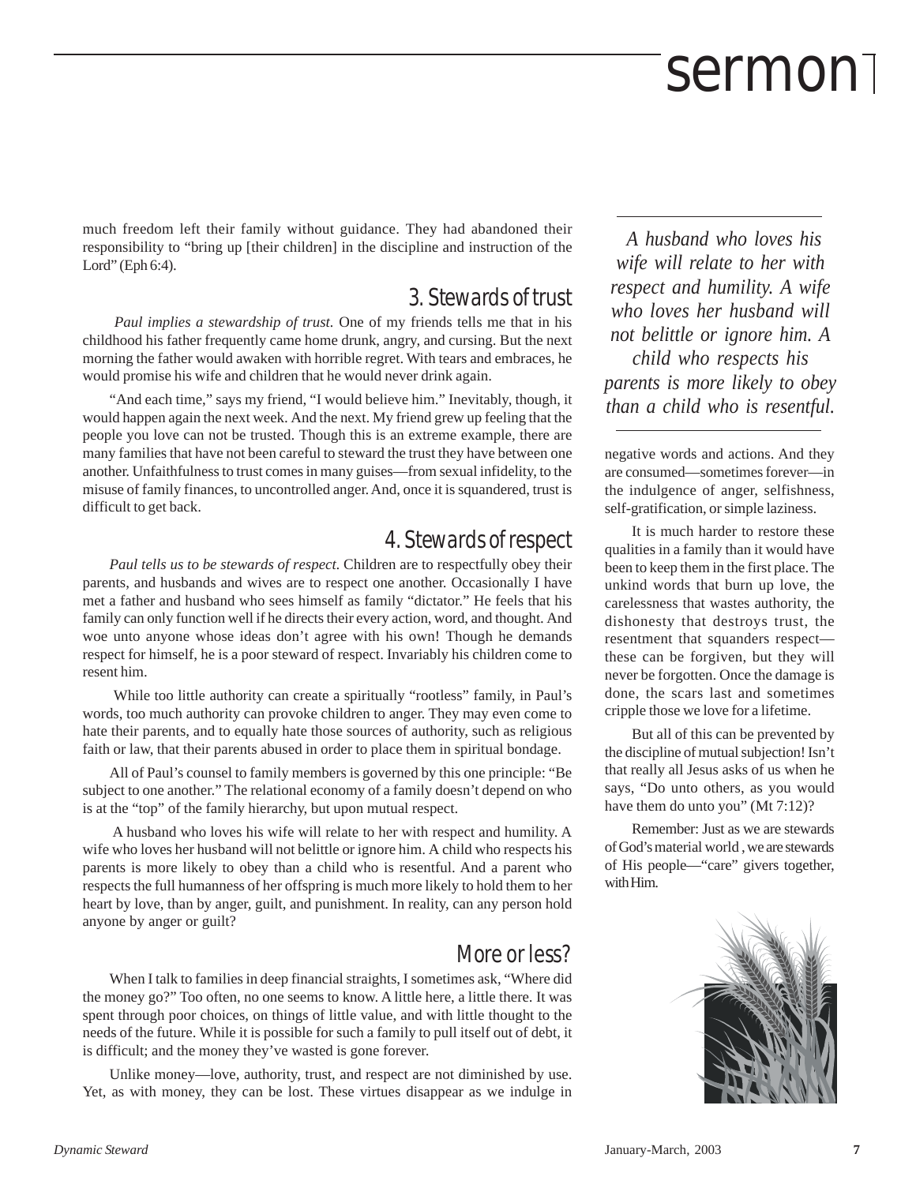much freedom left their family without guidance. They had abandoned their responsibility to "bring up [their children] in the discipline and instruction of the Lord" (Eph 6:4).

## 3. Stewards of trust

*Paul implies a stewardship of trust.* One of my friends tells me that in his childhood his father frequently came home drunk, angry, and cursing. But the next morning the father would awaken with horrible regret. With tears and embraces, he would promise his wife and children that he would never drink again.

"And each time," says my friend, "I would believe him." Inevitably, though, it would happen again the next week. And the next. My friend grew up feeling that the people you love can not be trusted. Though this is an extreme example, there are many families that have not been careful to steward the trust they have between one another. Unfaithfulness to trust comes in many guises—from sexual infidelity, to the misuse of family finances, to uncontrolled anger. And, once it is squandered, trust is difficult to get back.

## 4. Stewards of respect

*Paul tells us to be stewards of respect.* Children are to respectfully obey their parents, and husbands and wives are to respect one another. Occasionally I have met a father and husband who sees himself as family "dictator." He feels that his family can only function well if he directs their every action, word, and thought. And woe unto anyone whose ideas don't agree with his own! Though he demands respect for himself, he is a poor steward of respect. Invariably his children come to resent him.

While too little authority can create a spiritually "rootless" family, in Paul's words, too much authority can provoke children to anger. They may even come to hate their parents, and to equally hate those sources of authority, such as religious faith or law, that their parents abused in order to place them in spiritual bondage.

All of Paul's counsel to family members is governed by this one principle: "Be subject to one another." The relational economy of a family doesn't depend on who is at the "top" of the family hierarchy, but upon mutual respect.

A husband who loves his wife will relate to her with respect and humility. A wife who loves her husband will not belittle or ignore him. A child who respects his parents is more likely to obey than a child who is resentful. And a parent who respects the full humanness of her offspring is much more likely to hold them to her heart by love, than by anger, guilt, and punishment. In reality, can any person hold anyone by anger or guilt?

## More or less?

When I talk to families in deep financial straights, I sometimes ask, "Where did the money go?" Too often, no one seems to know. A little here, a little there. It was spent through poor choices, on things of little value, and with little thought to the needs of the future. While it is possible for such a family to pull itself out of debt, it is difficult; and the money they've wasted is gone forever.

Unlike money—love, authority, trust, and respect are not diminished by use. Yet, as with money, they can be lost. These virtues disappear as we indulge in negative words and actions. And they are consumed—sometimes forever—in the indulgence of anger, selfishness, self-gratification, or simple laziness.

It is much harder to restore these qualities in a family than it would have been to keep them in the first place. The unkind words that burn up love, the carelessness that wastes authority, the dishonesty that destroys trust, the resentment that squanders respect—these can be forgiven, but they will never be forgotten. Once the damage is done, the scars last and sometimes cripple those we love for a lifetime.

But all of this can be prevented by the discipline of mutual subjection! Isn't that really all Jesus asks of us when he says, "Do unto others, as you would have them do unto you" (Mt 7:12)?

Remember: Just as we are stewards of God's material world , we are stewards of His people—"care" givers together, with Him.

> *A husband who loves his wife will relate to her with respect and humility. A wife who loves her husband will not belittle or ignore him. A child who respects his parents is more likely to obey than a child who is resentful.*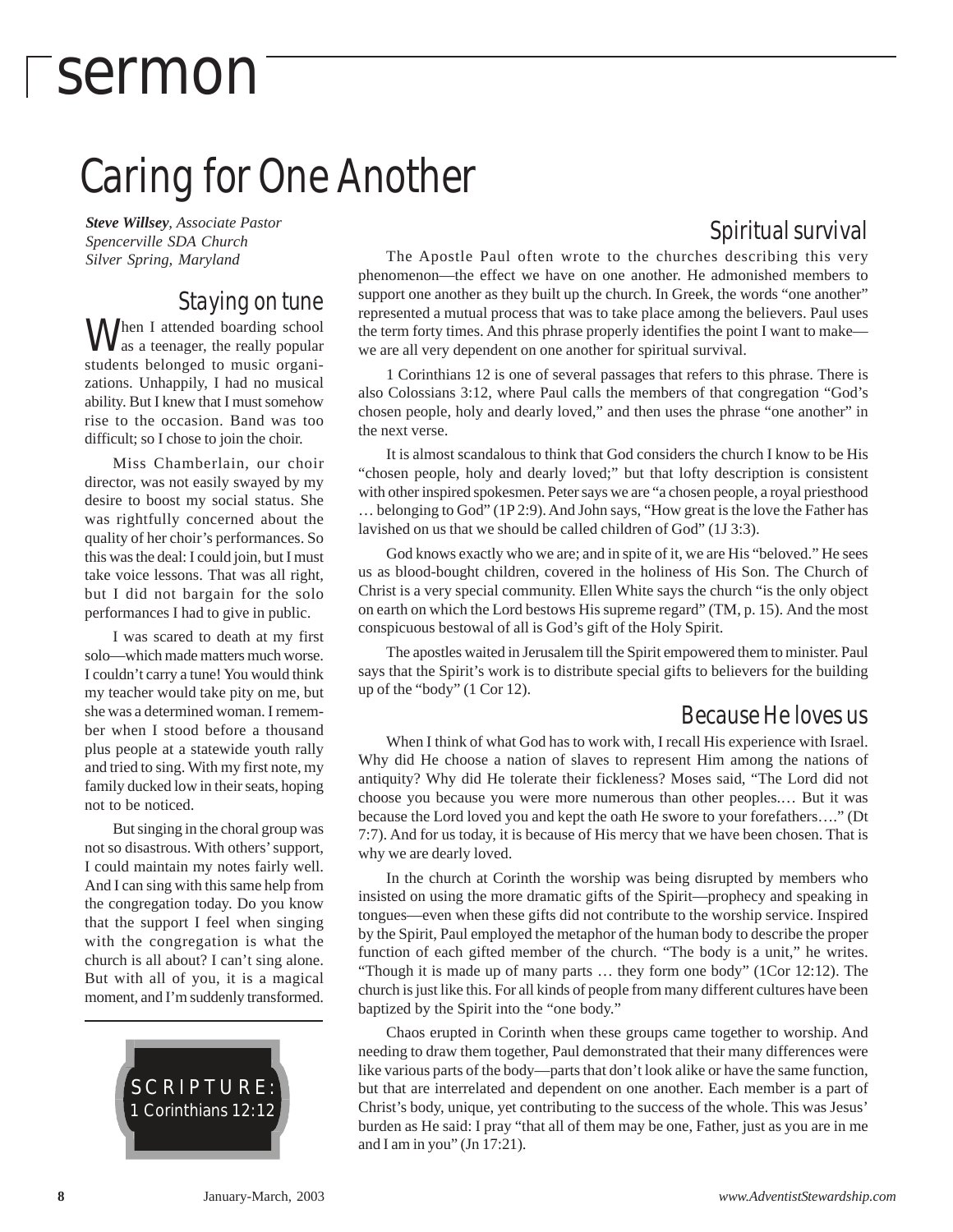# sermon

## Caring for One Another

***Steve Willsey**, Associate Pastor*
*Spencerville SDA Church*
*Silver Spring, Maryland*

### Staying on tune

When I attended boarding school as a teenager, the really popular students belonged to music organizations. Unhappily, I had no musical ability. But I knew that I must somehow rise to the occasion. Band was too difficult; so I chose to join the choir.

Miss Chamberlain, our choir director, was not easily swayed by my desire to boost my social status. She was rightfully concerned about the quality of her choir's performances. So this was the deal: I could join, but I must take voice lessons. That was all right, but I did not bargain for the solo performances I had to give in public.

I was scared to death at my first solo—which made matters much worse. I couldn't carry a tune! You would think my teacher would take pity on me, but she was a determined woman. I remember when I stood before a thousand plus people at a statewide youth rally and tried to sing. With my first note, my family ducked low in their seats, hoping not to be noticed.

But singing in the choral group was not so disastrous. With others' support, I could maintain my notes fairly well. And I can sing with this same help from the congregation today. Do you know that the support I feel when singing with the congregation is what the church is all about? I can't sing alone. But with all of you, it is a magical moment, and I'm suddenly transformed.

SCRIPTURE:
1 Corinthians 12:12

### Spiritual survival

The Apostle Paul often wrote to the churches describing this very phenomenon—the effect we have on one another. He admonished members to support one another as they built up the church. In Greek, the words "one another" represented a mutual process that was to take place among the believers. Paul uses the term forty times. And this phrase properly identifies the point I want to make—we are all very dependent on one another for spiritual survival.

1 Corinthians 12 is one of several passages that refers to this phrase. There is also Colossians 3:12, where Paul calls the members of that congregation "God's chosen people, holy and dearly loved," and then uses the phrase "one another" in the next verse.

It is almost scandalous to think that God considers the church I know to be His "chosen people, holy and dearly loved;" but that lofty description is consistent with other inspired spokesmen. Peter says we are "a chosen people, a royal priesthood … belonging to God" (1P 2:9). And John says, "How great is the love the Father has lavished on us that we should be called children of God" (1J 3:3).

God knows exactly who we are; and in spite of it, we are His "beloved." He sees us as blood-bought children, covered in the holiness of His Son. The Church of Christ is a very special community. Ellen White says the church "is the only object on earth on which the Lord bestows His supreme regard" (TM, p. 15). And the most conspicuous bestowal of all is God's gift of the Holy Spirit.

The apostles waited in Jerusalem till the Spirit empowered them to minister. Paul says that the Spirit's work is to distribute special gifts to believers for the building up of the "body" (1 Cor 12).

### Because He loves us

When I think of what God has to work with, I recall His experience with Israel. Why did He choose a nation of slaves to represent Him among the nations of antiquity? Why did He tolerate their fickleness? Moses said, "The Lord did not choose you because you were more numerous than other peoples.… But it was because the Lord loved you and kept the oath He swore to your forefathers…." (Dt 7:7). And for us today, it is because of His mercy that we have been chosen. That is why we are dearly loved.

In the church at Corinth the worship was being disrupted by members who insisted on using the more dramatic gifts of the Spirit—prophecy and speaking in tongues—even when these gifts did not contribute to the worship service. Inspired by the Spirit, Paul employed the metaphor of the human body to describe the proper function of each gifted member of the church. "The body is a unit," he writes. "Though it is made up of many parts … they form one body" (1Cor 12:12). The church is just like this. For all kinds of people from many different cultures have been baptized by the Spirit into the "one body."

Chaos erupted in Corinth when these groups came together to worship. And needing to draw them together, Paul demonstrated that their many differences were like various parts of the body—parts that don't look alike or have the same function, but that are interrelated and dependent on one another. Each member is a part of Christ's body, unique, yet contributing to the success of the whole. This was Jesus' burden as He said: I pray "that all of them may be one, Father, just as you are in me and I am in you" (Jn 17:21).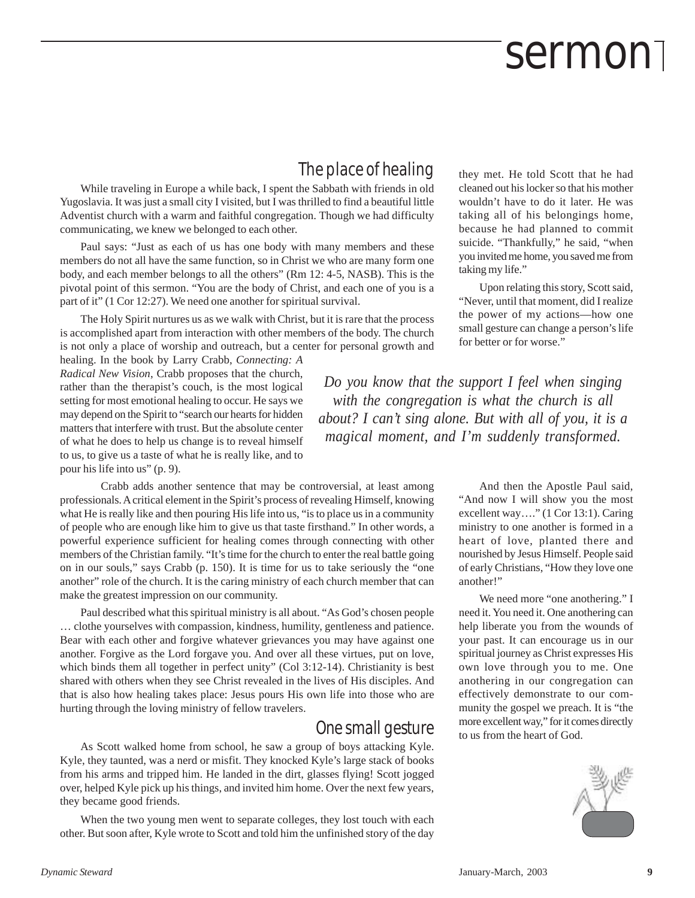# sermon

## The place of healing

While traveling in Europe a while back, I spent the Sabbath with friends in old Yugoslavia. It was just a small city I visited, but I was thrilled to find a beautiful little Adventist church with a warm and faithful congregation. Though we had difficulty communicating, we knew we belonged to each other.

Paul says: "Just as each of us has one body with many members and these members do not all have the same function, so in Christ we who are many form one body, and each member belongs to all the others" (Rm 12: 4-5, NASB). This is the pivotal point of this sermon. "You are the body of Christ, and each one of you is a part of it" (1 Cor 12:27). We need one another for spiritual survival.

The Holy Spirit nurtures us as we walk with Christ, but it is rare that the process is accomplished apart from interaction with other members of the body. The church is not only a place of worship and outreach, but a center for personal growth and healing. In the book by Larry Crabb, *Connecting: A Radical New Vision*, Crabb proposes that the church, rather than the therapist's couch, is the most logical setting for most emotional healing to occur. He says we may depend on the Spirit to "search our hearts for hidden matters that interfere with trust. But the absolute center of what he does to help us change is to reveal himself to us, to give us a taste of what he is really like, and to pour his life into us" (p. 9).

Crabb adds another sentence that may be controversial, at least among professionals. A critical element in the Spirit's process of revealing Himself, knowing what He is really like and then pouring His life into us, "is to place us in a community of people who are enough like him to give us that taste firsthand." In other words, a powerful experience sufficient for healing comes through connecting with other members of the Christian family. "It's time for the church to enter the real battle going on in our souls," says Crabb (p. 150). It is time for us to take seriously the "one another" role of the church. It is the caring ministry of each church member that can make the greatest impression on our community.

Paul described what this spiritual ministry is all about. "As God's chosen people … clothe yourselves with compassion, kindness, humility, gentleness and patience. Bear with each other and forgive whatever grievances you may have against one another. Forgive as the Lord forgave you. And over all these virtues, put on love, which binds them all together in perfect unity" (Col 3:12-14). Christianity is best shared with others when they see Christ revealed in the lives of His disciples. And that is also how healing takes place: Jesus pours His own life into those who are hurting through the loving ministry of fellow travelers.

## One small gesture

As Scott walked home from school, he saw a group of boys attacking Kyle. Kyle, they taunted, was a nerd or misfit. They knocked Kyle's large stack of books from his arms and tripped him. He landed in the dirt, glasses flying! Scott jogged over, helped Kyle pick up his things, and invited him home. Over the next few years, they became good friends.

When the two young men went to separate colleges, they lost touch with each other. But soon after, Kyle wrote to Scott and told him the unfinished story of the day they met. He told Scott that he had cleaned out his locker so that his mother wouldn't have to do it later. He was taking all of his belongings home, because he had planned to commit suicide. "Thankfully," he said, "when you invited me home, you saved me from taking my life."

Upon relating this story, Scott said, "Never, until that moment, did I realize the power of my actions—how one small gesture can change a person's life for better or for worse."

> *Do you know that the support I feel when singing with the congregation is what the church is all about? I can't sing alone. But with all of you, it is a magical moment, and I'm suddenly transformed.*

And then the Apostle Paul said, "And now I will show you the most excellent way…." (1 Cor 13:1). Caring ministry to one another is formed in a heart of love, planted there and nourished by Jesus Himself. People said of early Christians, "How they love one another!"

We need more "one anothering." I need it. You need it. One anothering can help liberate you from the wounds of your past. It can encourage us in our spiritual journey as Christ expresses His own love through you to me. One anothering in our congregation can effectively demonstrate to our community the gospel we preach. It is "the more excellent way," for it comes directly to us from the heart of God.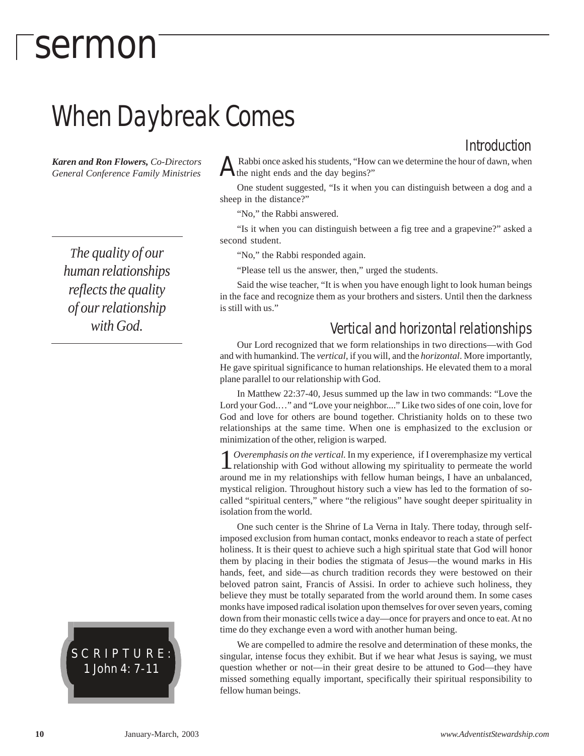# sermon

## When Daybreak Comes

***Karen and Ron Flowers,*** *Co-Directors General Conference Family Ministries*

*The quality of our human relationships reflects the quality of our relationship with God.*

SCRIPTURE: 1 John 4: 7-11

### Introduction

A Rabbi once asked his students, "How can we determine the hour of dawn, when the night ends and the day begins?"

One student suggested, "Is it when you can distinguish between a dog and a sheep in the distance?"

"No," the Rabbi answered.

"Is it when you can distinguish between a fig tree and a grapevine?" asked a second student.

"No," the Rabbi responded again.

"Please tell us the answer, then," urged the students.

Said the wise teacher, "It is when you have enough light to look human beings in the face and recognize them as your brothers and sisters. Until then the darkness is still with us."

### Vertical and horizontal relationships

Our Lord recognized that we form relationships in two directions—with God and with humankind. The *vertical,* if you will, and the *horizontal*. More importantly, He gave spiritual significance to human relationships. He elevated them to a moral plane parallel to our relationship with God.

In Matthew 22:37-40, Jesus summed up the law in two commands: "Love the Lord your God.…" and "Love your neighbor...." Like two sides of one coin, love for God and love for others are bound together. Christianity holds on to these two relationships at the same time. When one is emphasized to the exclusion or minimization of the other, religion is warped.

1 *Overemphasis on the vertical.* In my experience, if I overemphasize my vertical relationship with God without allowing my spirituality to permeate the world around me in my relationships with fellow human beings, I have an unbalanced, mystical religion. Throughout history such a view has led to the formation of so-called "spiritual centers," where "the religious" have sought deeper spirituality in isolation from the world.

One such center is the Shrine of La Verna in Italy. There today, through self-imposed exclusion from human contact, monks endeavor to reach a state of perfect holiness. It is their quest to achieve such a high spiritual state that God will honor them by placing in their bodies the stigmata of Jesus—the wound marks in His hands, feet, and side—as church tradition records they were bestowed on their beloved patron saint, Francis of Assisi. In order to achieve such holiness, they believe they must be totally separated from the world around them. In some cases monks have imposed radical isolation upon themselves for over seven years, coming down from their monastic cells twice a day—once for prayers and once to eat. At no time do they exchange even a word with another human being.

We are compelled to admire the resolve and determination of these monks, the singular, intense focus they exhibit. But if we hear what Jesus is saying, we must question whether or not—in their great desire to be attuned to God—they have missed something equally important, specifically their spiritual responsibility to fellow human beings.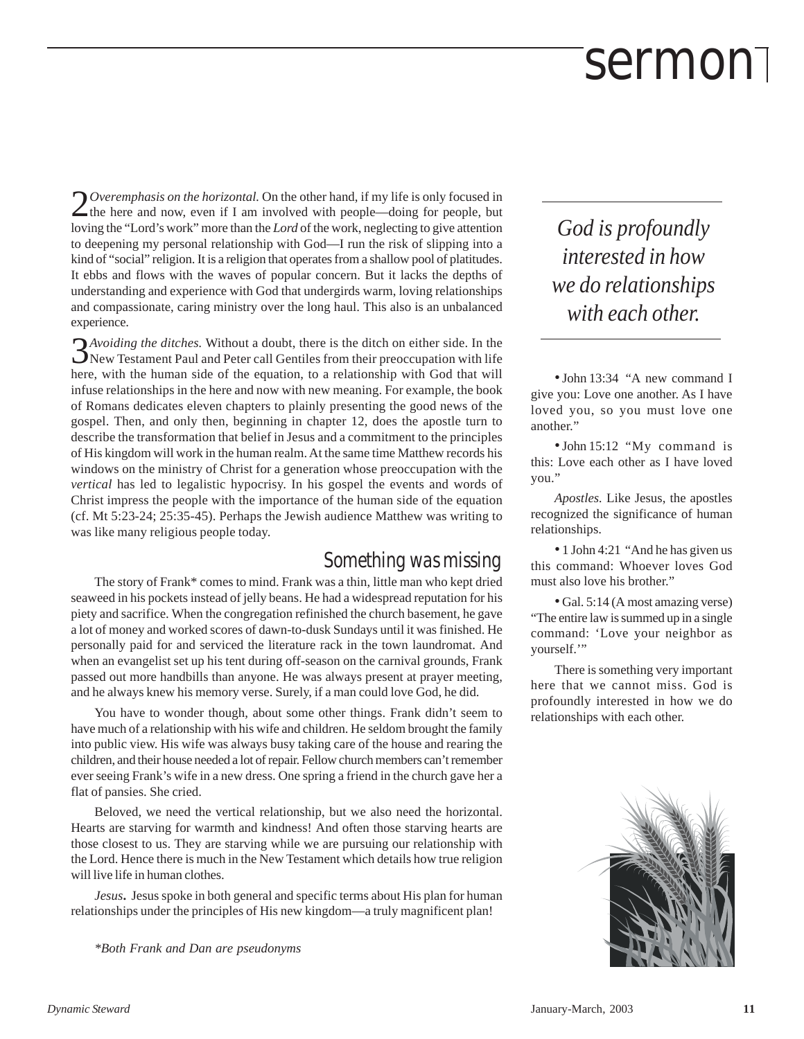2 *Overemphasis on the horizontal.* On the other hand, if my life is only focused in the here and now, even if I am involved with people—doing for people, but loving the "Lord's work" more than the *Lord* of the work, neglecting to give attention to deepening my personal relationship with God—I run the risk of slipping into a kind of "social" religion. It is a religion that operates from a shallow pool of platitudes. It ebbs and flows with the waves of popular concern. But it lacks the depths of understanding and experience with God that undergirds warm, loving relationships and compassionate, caring ministry over the long haul. This also is an unbalanced experience.

3 *Avoiding the ditches.* Without a doubt, there is the ditch on either side. In the New Testament Paul and Peter call Gentiles from their preoccupation with life here, with the human side of the equation, to a relationship with God that will infuse relationships in the here and now with new meaning. For example, the book of Romans dedicates eleven chapters to plainly presenting the good news of the gospel. Then, and only then, beginning in chapter 12, does the apostle turn to describe the transformation that belief in Jesus and a commitment to the principles of His kingdom will work in the human realm. At the same time Matthew records his windows on the ministry of Christ for a generation whose preoccupation with the *vertical* has led to legalistic hypocrisy. In his gospel the events and words of Christ impress the people with the importance of the human side of the equation (cf. Mt 5:23-24; 25:35-45). Perhaps the Jewish audience Matthew was writing to was like many religious people today.

## Something was missing

The story of Frank* comes to mind. Frank was a thin, little man who kept dried seaweed in his pockets instead of jelly beans. He had a widespread reputation for his piety and sacrifice. When the congregation refinished the church basement, he gave a lot of money and worked scores of dawn-to-dusk Sundays until it was finished. He personally paid for and serviced the literature rack in the town laundromat. And when an evangelist set up his tent during off-season on the carnival grounds, Frank passed out more handbills than anyone. He was always present at prayer meeting, and he always knew his memory verse. Surely, if a man could love God, he did.

You have to wonder though, about some other things. Frank didn't seem to have much of a relationship with his wife and children. He seldom brought the family into public view. His wife was always busy taking care of the house and rearing the children, and their house needed a lot of repair. Fellow church members can't remember ever seeing Frank's wife in a new dress. One spring a friend in the church gave her a flat of pansies. She cried.

Beloved, we need the vertical relationship, but we also need the horizontal. Hearts are starving for warmth and kindness! And often those starving hearts are those closest to us. They are starving while we are pursuing our relationship with the Lord. Hence there is much in the New Testament which details how true religion will live life in human clothes.

*Jesus***.** Jesus spoke in both general and specific terms about His plan for human relationships under the principles of His new kingdom—a truly magnificent plan!

*God is profoundly interested in how we do relationships with each other.*

- John 13:34 "A new command I give you: Love one another. As I have loved you, so you must love one another."
- John 15:12 "My command is this: Love each other as I have loved you."

*Apostles.* Like Jesus, the apostles recognized the significance of human relationships.

- 1 John 4:21 "And he has given us this command: Whoever loves God must also love his brother."
- Gal. 5:14 (A most amazing verse) "The entire law is summed up in a single command: 'Love your neighbor as yourself.'"

There is something very important here that we cannot miss. God is profoundly interested in how we do relationships with each other.

*\*Both Frank and Dan are pseudonyms*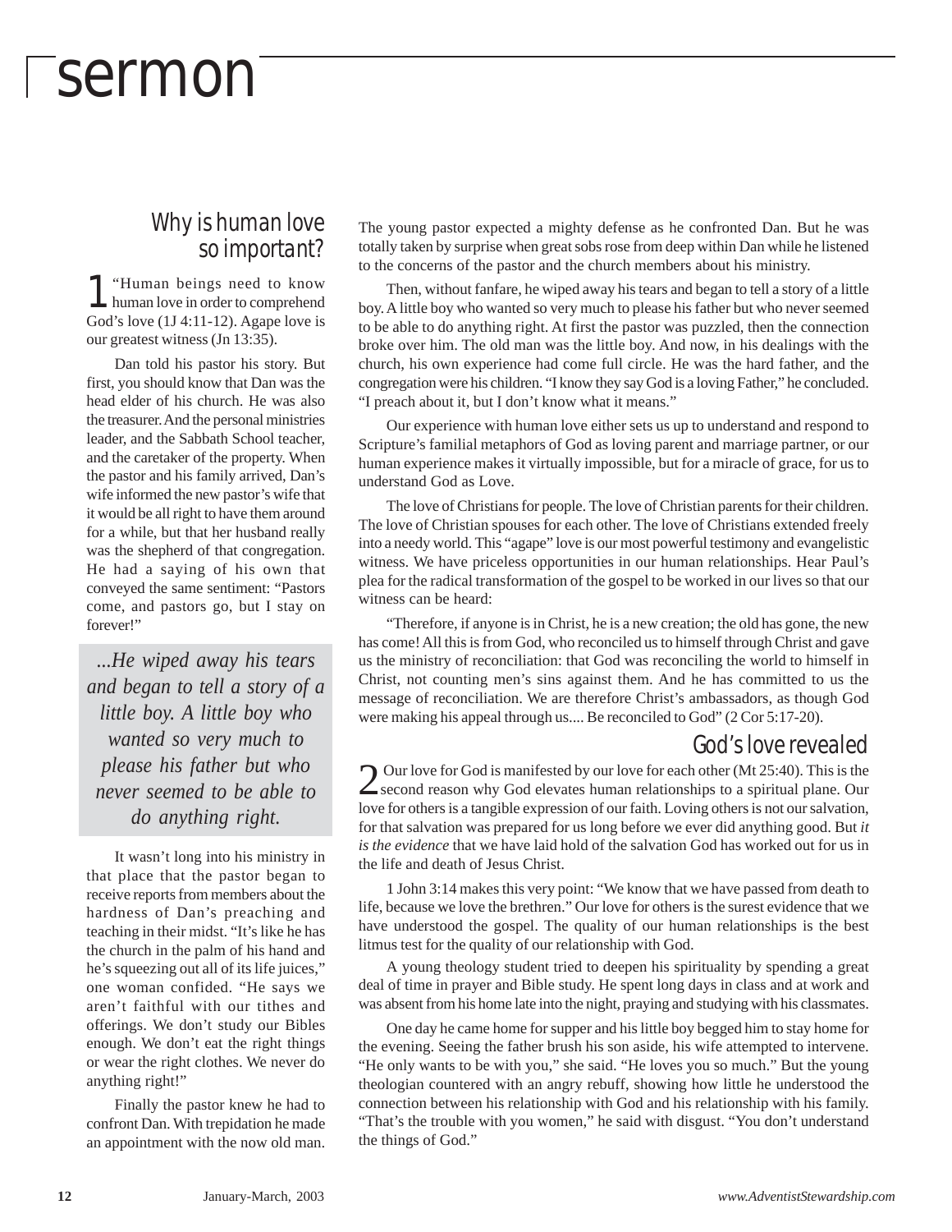# sermon

## Why is human love so important?

1 "Human beings need to know human love in order to comprehend God's love (1J 4:11-12). Agape love is our greatest witness (Jn 13:35).

Dan told his pastor his story. But first, you should know that Dan was the head elder of his church. He was also the treasurer. And the personal ministries leader, and the Sabbath School teacher, and the caretaker of the property. When the pastor and his family arrived, Dan's wife informed the new pastor's wife that it would be all right to have them around for a while, but that her husband really was the shepherd of that congregation. He had a saying of his own that conveyed the same sentiment: "Pastors come, and pastors go, but I stay on forever!"

> *...He wiped away his tears and began to tell a story of a little boy. A little boy who wanted so very much to please his father but who never seemed to be able to do anything right.*

It wasn't long into his ministry in that place that the pastor began to receive reports from members about the hardness of Dan's preaching and teaching in their midst. "It's like he has the church in the palm of his hand and he's squeezing out all of its life juices," one woman confided. "He says we aren't faithful with our tithes and offerings. We don't study our Bibles enough. We don't eat the right things or wear the right clothes. We never do anything right!"

Finally the pastor knew he had to confront Dan. With trepidation he made an appointment with the now old man. The young pastor expected a mighty defense as he confronted Dan. But he was totally taken by surprise when great sobs rose from deep within Dan while he listened to the concerns of the pastor and the church members about his ministry.

Then, without fanfare, he wiped away his tears and began to tell a story of a little boy. A little boy who wanted so very much to please his father but who never seemed to be able to do anything right. At first the pastor was puzzled, then the connection broke over him. The old man was the little boy. And now, in his dealings with the church, his own experience had come full circle. He was the hard father, and the congregation were his children. "I know they say God is a loving Father," he concluded. "I preach about it, but I don't know what it means."

Our experience with human love either sets us up to understand and respond to Scripture's familial metaphors of God as loving parent and marriage partner, or our human experience makes it virtually impossible, but for a miracle of grace, for us to understand God as Love.

The love of Christians for people. The love of Christian parents for their children. The love of Christian spouses for each other. The love of Christians extended freely into a needy world. This "agape" love is our most powerful testimony and evangelistic witness. We have priceless opportunities in our human relationships. Hear Paul's plea for the radical transformation of the gospel to be worked in our lives so that our witness can be heard:

"Therefore, if anyone is in Christ, he is a new creation; the old has gone, the new has come! All this is from God, who reconciled us to himself through Christ and gave us the ministry of reconciliation: that God was reconciling the world to himself in Christ, not counting men's sins against them. And he has committed to us the message of reconciliation. We are therefore Christ's ambassadors, as though God were making his appeal through us.... Be reconciled to God" (2 Cor 5:17-20).

## God's love revealed

2 Our love for God is manifested by our love for each other (Mt 25:40). This is the second reason why God elevates human relationships to a spiritual plane. Our love for others is a tangible expression of our faith. Loving others is not our salvation, for that salvation was prepared for us long before we ever did anything good. But *it is the evidence* that we have laid hold of the salvation God has worked out for us in the life and death of Jesus Christ.

1 John 3:14 makes this very point: "We know that we have passed from death to life, because we love the brethren." Our love for others is the surest evidence that we have understood the gospel. The quality of our human relationships is the best litmus test for the quality of our relationship with God.

A young theology student tried to deepen his spirituality by spending a great deal of time in prayer and Bible study. He spent long days in class and at work and was absent from his home late into the night, praying and studying with his classmates.

One day he came home for supper and his little boy begged him to stay home for the evening. Seeing the father brush his son aside, his wife attempted to intervene. "He only wants to be with you," she said. "He loves you so much." But the young theologian countered with an angry rebuff, showing how little he understood the connection between his relationship with God and his relationship with his family. "That's the trouble with you women," he said with disgust. "You don't understand the things of God."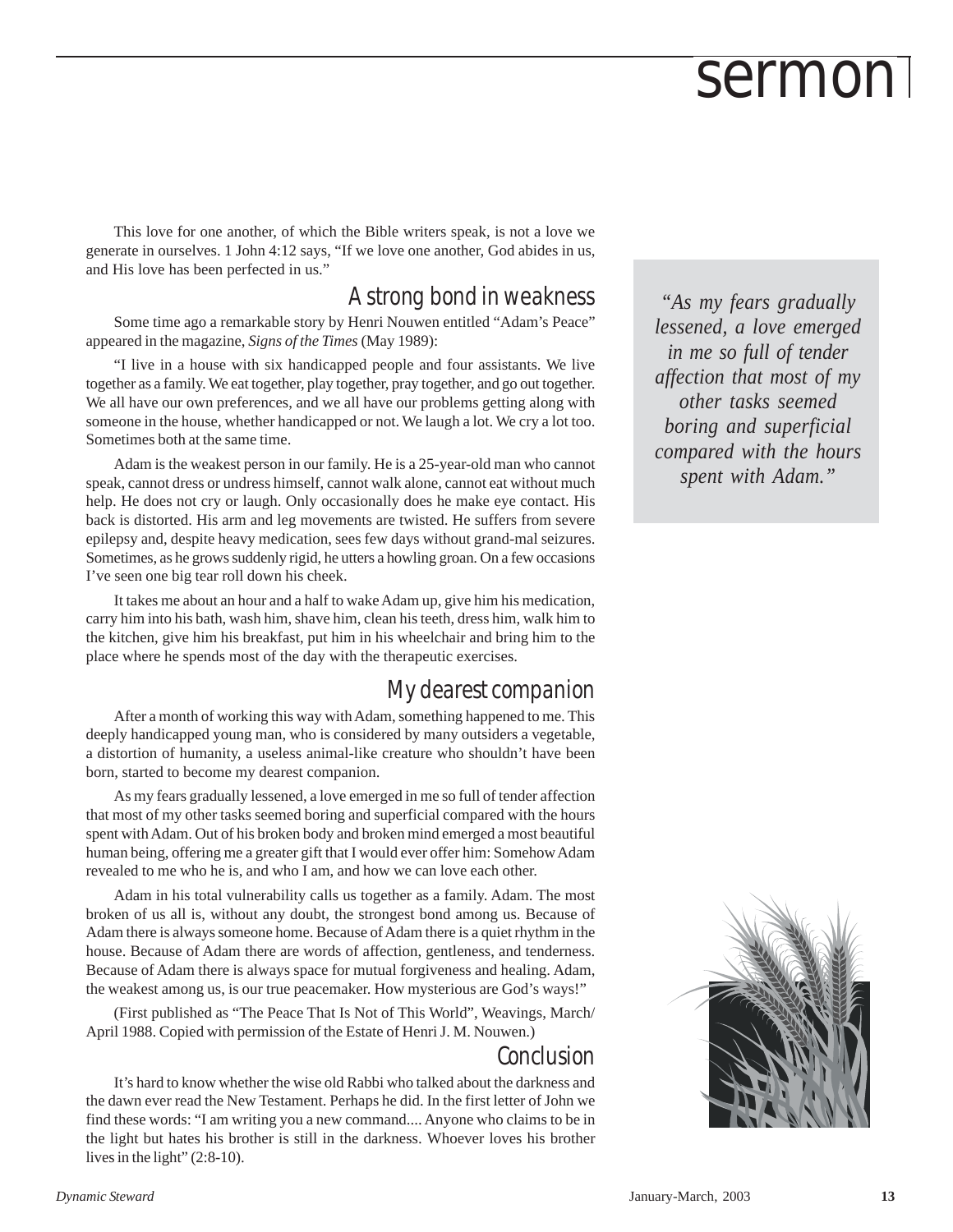# sermon

This love for one another, of which the Bible writers speak, is not a love we generate in ourselves. 1 John 4:12 says, "If we love one another, God abides in us, and His love has been perfected in us."

## A strong bond in weakness

Some time ago a remarkable story by Henri Nouwen entitled "Adam's Peace" appeared in the magazine, *Signs of the Times* (May 1989):

"I live in a house with six handicapped people and four assistants. We live together as a family. We eat together, play together, pray together, and go out together. We all have our own preferences, and we all have our problems getting along with someone in the house, whether handicapped or not. We laugh a lot. We cry a lot too. Sometimes both at the same time.

Adam is the weakest person in our family. He is a 25-year-old man who cannot speak, cannot dress or undress himself, cannot walk alone, cannot eat without much help. He does not cry or laugh. Only occasionally does he make eye contact. His back is distorted. His arm and leg movements are twisted. He suffers from severe epilepsy and, despite heavy medication, sees few days without grand-mal seizures. Sometimes, as he grows suddenly rigid, he utters a howling groan. On a few occasions I've seen one big tear roll down his cheek.

It takes me about an hour and a half to wake Adam up, give him his medication, carry him into his bath, wash him, shave him, clean his teeth, dress him, walk him to the kitchen, give him his breakfast, put him in his wheelchair and bring him to the place where he spends most of the day with the therapeutic exercises.

## My dearest companion

After a month of working this way with Adam, something happened to me. This deeply handicapped young man, who is considered by many outsiders a vegetable, a distortion of humanity, a useless animal-like creature who shouldn't have been born, started to become my dearest companion.

As my fears gradually lessened, a love emerged in me so full of tender affection that most of my other tasks seemed boring and superficial compared with the hours spent with Adam. Out of his broken body and broken mind emerged a most beautiful human being, offering me a greater gift that I would ever offer him: Somehow Adam revealed to me who he is, and who I am, and how we can love each other.

Adam in his total vulnerability calls us together as a family. Adam. The most broken of us all is, without any doubt, the strongest bond among us. Because of Adam there is always someone home. Because of Adam there is a quiet rhythm in the house. Because of Adam there are words of affection, gentleness, and tenderness. Because of Adam there is always space for mutual forgiveness and healing. Adam, the weakest among us, is our true peacemaker. How mysterious are God's ways!"

(First published as "The Peace That Is Not of This World", Weavings, March/April 1988. Copied with permission of the Estate of Henri J. M. Nouwen.)

> *"As my fears gradually lessened, a love emerged in me so full of tender affection that most of my other tasks seemed boring and superficial compared with the hours spent with Adam."*

## Conclusion

It's hard to know whether the wise old Rabbi who talked about the darkness and the dawn ever read the New Testament. Perhaps he did. In the first letter of John we find these words: "I am writing you a new command.... Anyone who claims to be in the light but hates his brother is still in the darkness. Whoever loves his brother lives in the light" (2:8-10).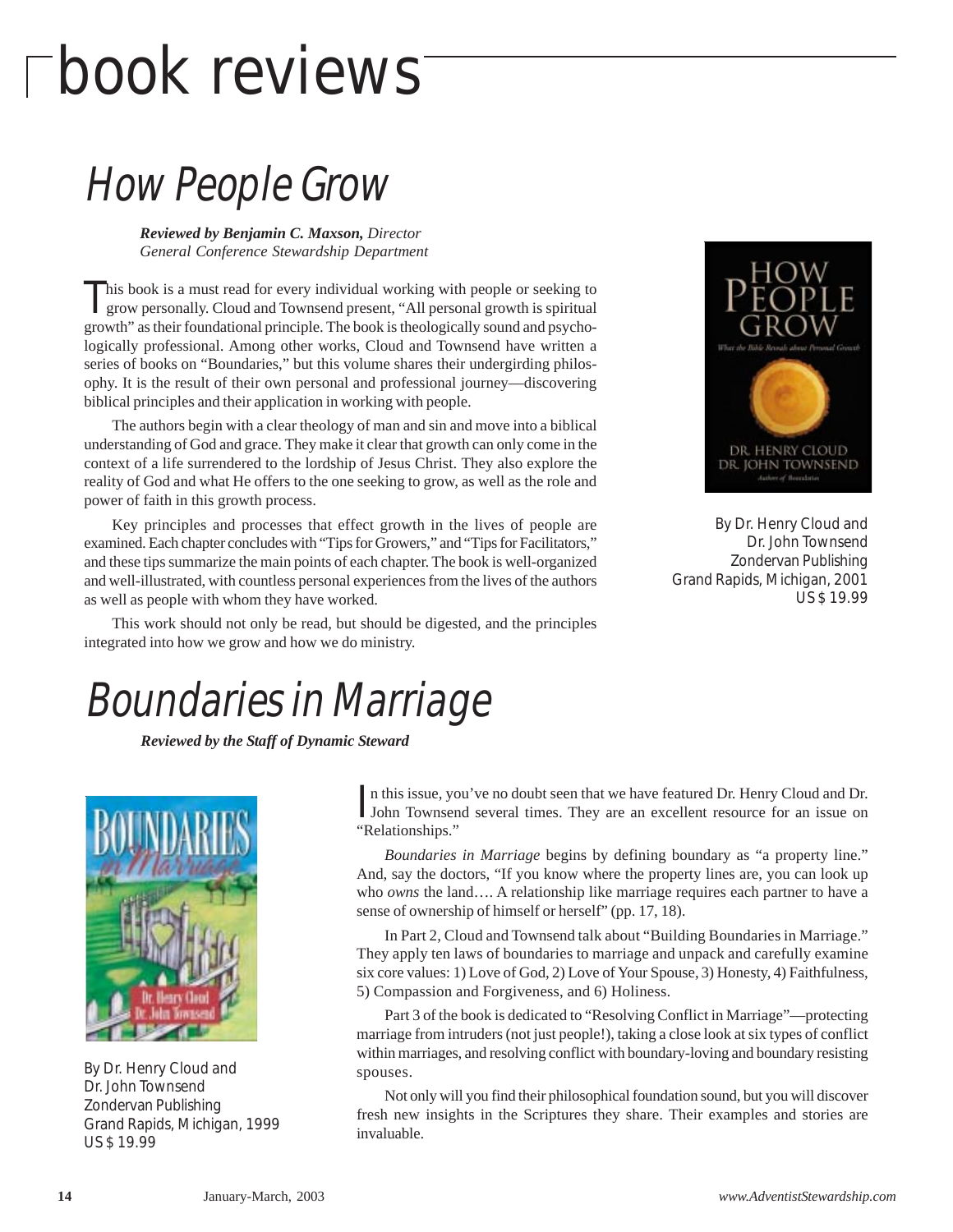# book reviews

## How People Grow

***Reviewed by Benjamin C. Maxson,** Director*
*General Conference Stewardship Department*

This book is a must read for every individual working with people or seeking to grow personally. Cloud and Townsend present, "All personal growth is spiritual growth" as their foundational principle. The book is theologically sound and psychologically professional. Among other works, Cloud and Townsend have written a series of books on "Boundaries," but this volume shares their undergirding philosophy. It is the result of their own personal and professional journey—discovering biblical principles and their application in working with people.

The authors begin with a clear theology of man and sin and move into a biblical understanding of God and grace. They make it clear that growth can only come in the context of a life surrendered to the lordship of Jesus Christ. They also explore the reality of God and what He offers to the one seeking to grow, as well as the role and power of faith in this growth process.

Key principles and processes that effect growth in the lives of people are examined. Each chapter concludes with "Tips for Growers," and "Tips for Facilitators," and these tips summarize the main points of each chapter. The book is well-organized and well-illustrated, with countless personal experiences from the lives of the authors as well as people with whom they have worked.

This work should not only be read, but should be digested, and the principles integrated into how we grow and how we do ministry.

By Dr. Henry Cloud and
Dr. John Townsend
Zondervan Publishing
Grand Rapids, Michigan, 2001
US $ 19.99

## Boundaries in Marriage

***Reviewed by the Staff of Dynamic Steward***

By Dr. Henry Cloud and
Dr. John Townsend
Zondervan Publishing
Grand Rapids, Michigan, 1999
US $ 19.99

In this issue, you've no doubt seen that we have featured Dr. Henry Cloud and Dr. John Townsend several times. They are an excellent resource for an issue on "Relationships."

*Boundaries in Marriage* begins by defining boundary as "a property line." And, say the doctors, "If you know where the property lines are, you can look up who *owns* the land…. A relationship like marriage requires each partner to have a sense of ownership of himself or herself" (pp. 17, 18).

In Part 2, Cloud and Townsend talk about "Building Boundaries in Marriage." They apply ten laws of boundaries to marriage and unpack and carefully examine six core values: 1) Love of God, 2) Love of Your Spouse, 3) Honesty, 4) Faithfulness, 5) Compassion and Forgiveness, and 6) Holiness.

Part 3 of the book is dedicated to "Resolving Conflict in Marriage"—protecting marriage from intruders (not just people!), taking a close look at six types of conflict within marriages, and resolving conflict with boundary-loving and boundary resisting spouses.

Not only will you find their philosophical foundation sound, but you will discover fresh new insights in the Scriptures they share. Their examples and stories are invaluable.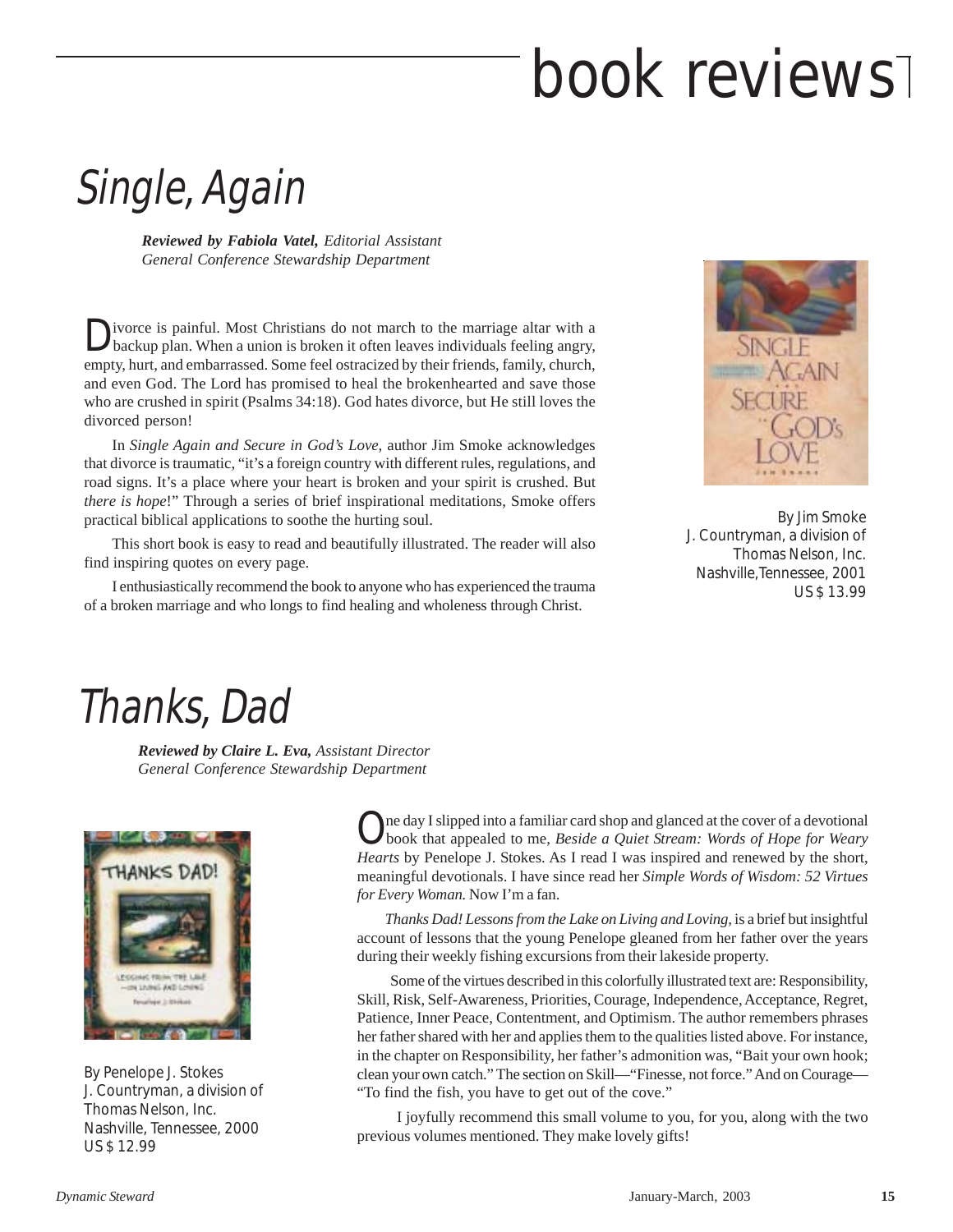# book reviews

## Single, Again

***Reviewed by Fabiola Vatel,*** *Editorial Assistant*
*General Conference Stewardship Department*

Divorce is painful. Most Christians do not march to the marriage altar with a backup plan. When a union is broken it often leaves individuals feeling angry, empty, hurt, and embarrassed. Some feel ostracized by their friends, family, church, and even God. The Lord has promised to heal the brokenhearted and save those who are crushed in spirit (Psalms 34:18). God hates divorce, but He still loves the divorced person!

In *Single Again and Secure in God's Love*, author Jim Smoke acknowledges that divorce is traumatic, "it's a foreign country with different rules, regulations, and road signs. It's a place where your heart is broken and your spirit is crushed. But *there is hope*!" Through a series of brief inspirational meditations, Smoke offers practical biblical applications to soothe the hurting soul.

This short book is easy to read and beautifully illustrated. The reader will also find inspiring quotes on every page.

I enthusiastically recommend the book to anyone who has experienced the trauma of a broken marriage and who longs to find healing and wholeness through Christ.

By Jim Smoke
J. Countryman, a division of
Thomas Nelson, Inc.
Nashville, Tennessee, 2001
US $ 13.99

## Thanks, Dad

***Reviewed by Claire L. Eva,*** *Assistant Director*
*General Conference Stewardship Department*

By Penelope J. Stokes
J. Countryman, a division of
Thomas Nelson, Inc.
Nashville, Tennessee, 2000
US $ 12.99

One day I slipped into a familiar card shop and glanced at the cover of a devotional book that appealed to me, *Beside a Quiet Stream: Words of Hope for Weary Hearts* by Penelope J. Stokes. As I read I was inspired and renewed by the short, meaningful devotionals. I have since read her *Simple Words of Wisdom: 52 Virtues for Every Woman.* Now I'm a fan.

*Thanks Dad! Lessons from the Lake on Living and Loving,* is a brief but insightful account of lessons that the young Penelope gleaned from her father over the years during their weekly fishing excursions from their lakeside property.

Some of the virtues described in this colorfully illustrated text are: Responsibility, Skill, Risk, Self-Awareness, Priorities, Courage, Independence, Acceptance, Regret, Patience, Inner Peace, Contentment, and Optimism. The author remembers phrases her father shared with her and applies them to the qualities listed above. For instance, in the chapter on Responsibility, her father's admonition was, "Bait your own hook; clean your own catch." The section on Skill—"Finesse, not force." And on Courage—"To find the fish, you have to get out of the cove."

I joyfully recommend this small volume to you, for you, along with the two previous volumes mentioned. They make lovely gifts!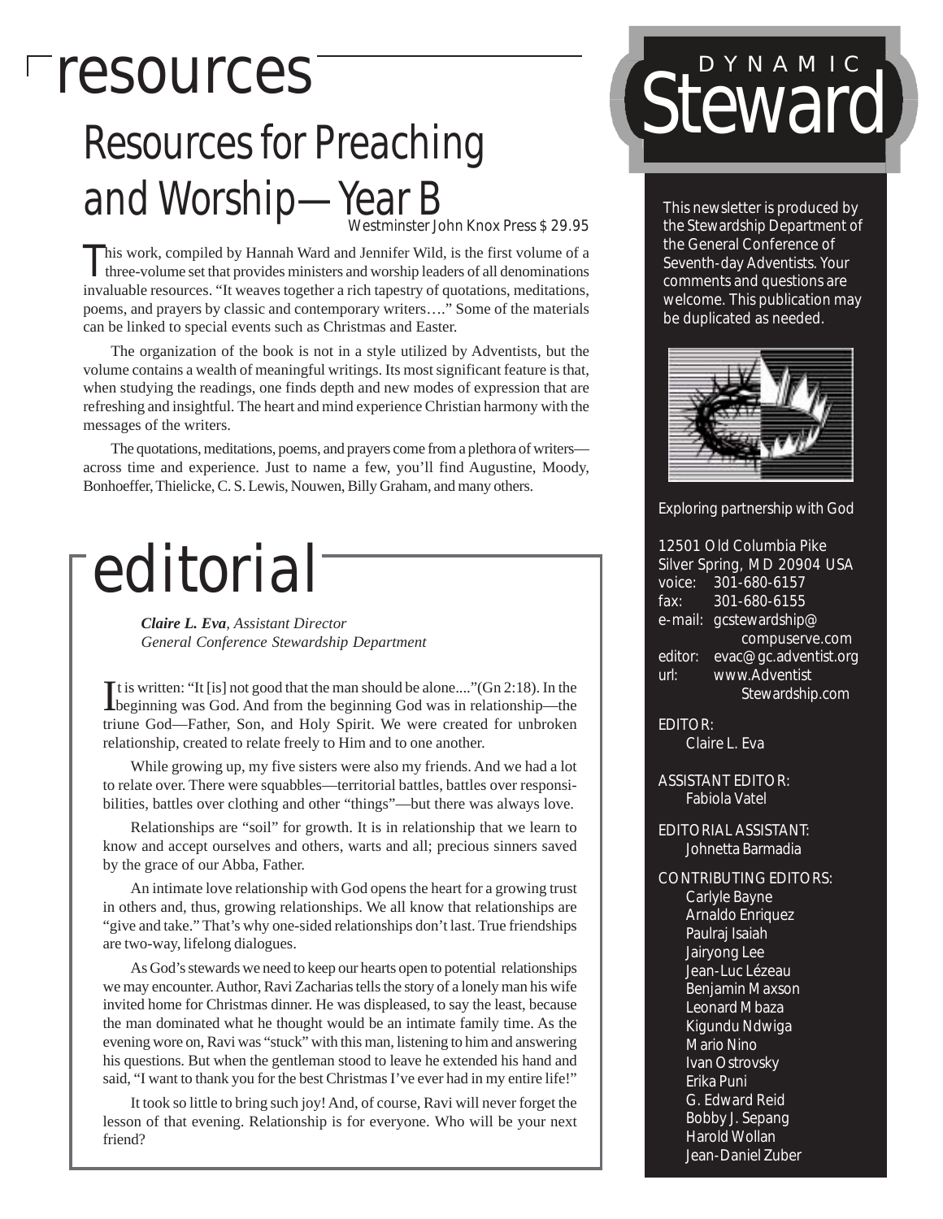# resources

## Resources for Preaching and Worship—Year B

Westminster John Knox Press $ 29.95

This work, compiled by Hannah Ward and Jennifer Wild, is the first volume of a three-volume set that provides ministers and worship leaders of all denominations invaluable resources. "It weaves together a rich tapestry of quotations, meditations, poems, and prayers by classic and contemporary writers…." Some of the materials can be linked to special events such as Christmas and Easter.

The organization of the book is not in a style utilized by Adventists, but the volume contains a wealth of meaningful writings. Its most significant feature is that, when studying the readings, one finds depth and new modes of expression that are refreshing and insightful. The heart and mind experience Christian harmony with the messages of the writers.

The quotations, meditations, poems, and prayers come from a plethora of writers—across time and experience. Just to name a few, you'll find Augustine, Moody, Bonhoeffer, Thielicke, C. S. Lewis, Nouwen, Billy Graham, and many others.

# editorial

***Claire L. Eva**, Assistant Director*
*General Conference Stewardship Department*

It is written: "It [is] not good that the man should be alone...."(Gn 2:18). In the beginning was God. And from the beginning God was in relationship—the triune God—Father, Son, and Holy Spirit. We were created for unbroken relationship, created to relate freely to Him and to one another.

While growing up, my five sisters were also my friends. And we had a lot to relate over. There were squabbles—territorial battles, battles over responsibilities, battles over clothing and other "things"—but there was always love.

Relationships are "soil" for growth. It is in relationship that we learn to know and accept ourselves and others, warts and all; precious sinners saved by the grace of our Abba, Father.

An intimate love relationship with God opens the heart for a growing trust in others and, thus, growing relationships. We all know that relationships are "give and take." That's why one-sided relationships don't last. True friendships are two-way, lifelong dialogues.

As God's stewards we need to keep our hearts open to potential relationships we may encounter. Author, Ravi Zacharias tells the story of a lonely man his wife invited home for Christmas dinner. He was displeased, to say the least, because the man dominated what he thought would be an intimate family time. As the evening wore on, Ravi was "stuck" with this man, listening to him and answering his questions. But when the gentleman stood to leave he extended his hand and said, "I want to thank you for the best Christmas I've ever had in my entire life!"

It took so little to bring such joy! And, of course, Ravi will never forget the lesson of that evening. Relationship is for everyone. Who will be your next friend?

# DYNAMIC Steward

This newsletter is produced by the Stewardship Department of the General Conference of Seventh-day Adventists. Your comments and questions are welcome. This publication may be duplicated as needed.

Exploring partnership with God

12501 Old Columbia Pike
Silver Spring, MD 20904 USA
voice: 301-680-6157
fax: 301-680-6155
e-mail: gcstewardship@compuserve.com
editor: evac@gc.adventist.org
url: www.AdventistStewardship.com

EDITOR:
Claire L. Eva

ASSISTANT EDITOR:
Fabiola Vatel

EDITORIAL ASSISTANT:
Johnetta Barmadia

CONTRIBUTING EDITORS:
Carlyle Bayne
Arnaldo Enriquez
Paulraj Isaiah
Jairyong Lee
Jean-Luc Lézeau
Benjamin Maxson
Leonard Mbaza
Kigundu Ndwiga
Mario Nino
Ivan Ostrovsky
Erika Puni
G. Edward Reid
Bobby J. Sepang
Harold Wollan
Jean-Daniel Zuber